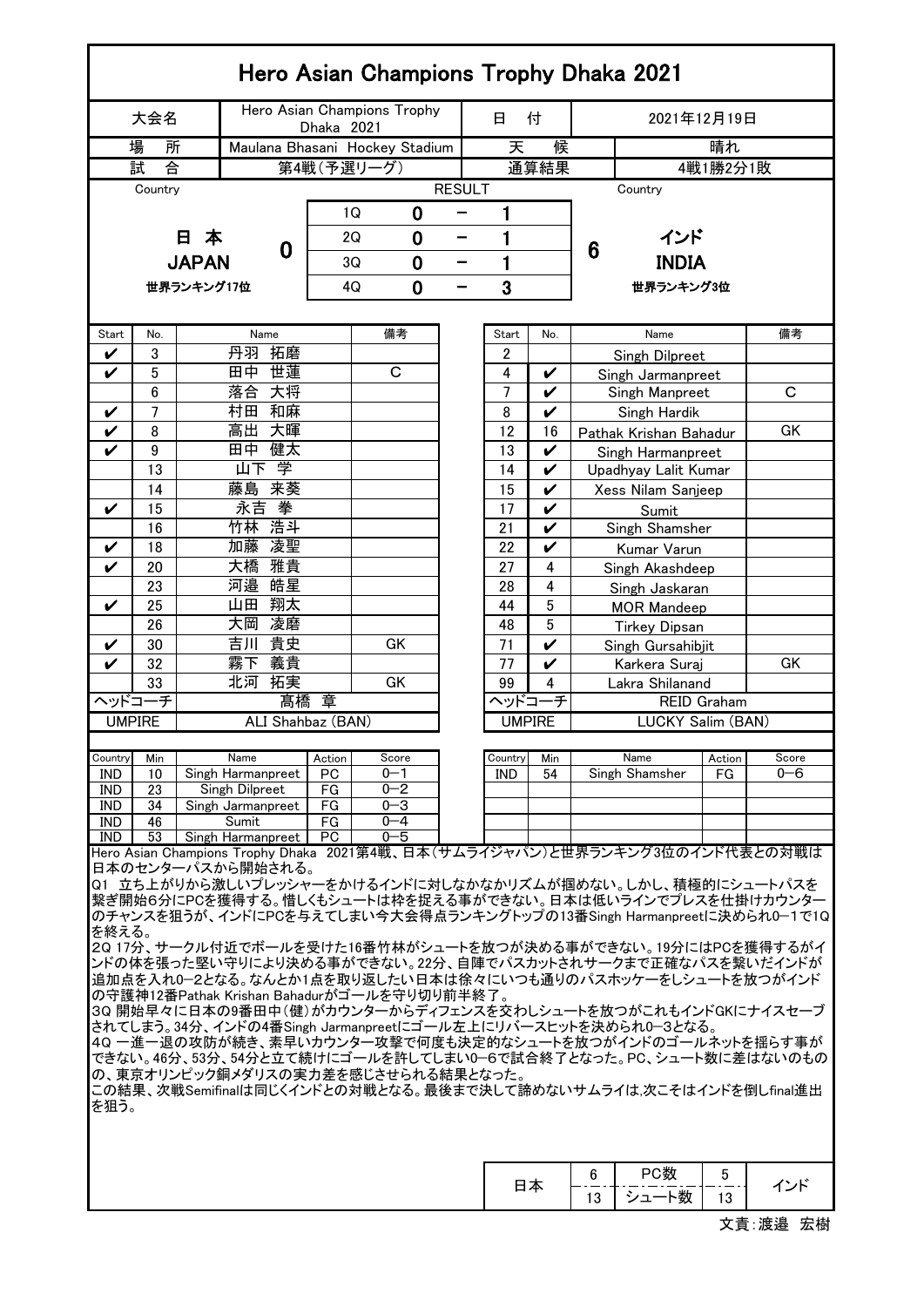# Hero Asian Champions Trophy Dhaka 2021

| 大会名 | Hero Asian Champions Trophy Dhaka 2021 | 日付 | 2021年12月19日 |
|---|---|---|---|
| 場所 | Maulana Bhasani Hockey Stadium | 天候 | 晴れ |
| 試合 | 第4戦(予選リーグ) | 通算結果 | 4戦1勝2分1敗 |

| Country | | | RESULT | | | Country |
|---|---|---|---|---|---|---|
| 日本 JAPAN 世界ランキング17位 | 0 | 1Q | 0 | − | 1 | 6 インド INDIA 世界ランキング3位 |
| | | 2Q | 0 | − | 1 | |
| | | 3Q | 0 | − | 1 | |
| | | 4Q | 0 | − | 3 | |

| Start | No. | Name | 備考 |
|---|---|---|---|
| ✔ | 3 | 丹羽 拓磨 | |
| ✔ | 5 | 田中 世蓮 | C |
| | 6 | 落合 大将 | |
| ✔ | 7 | 村田 和麻 | |
| ✔ | 8 | 高出 大暉 | |
| ✔ | 9 | 田中 健太 | |
| | 13 | 山下 学 | |
| | 14 | 藤島 来葵 | |
| ✔ | 15 | 永吉 拳 | |
| | 16 | 竹林 浩斗 | |
| ✔ | 18 | 加藤 凌聖 | |
| ✔ | 20 | 大橋 雅貴 | |
| | 23 | 河邉 皓星 | |
| ✔ | 25 | 山田 翔太 | |
| | 26 | 大岡 凌磨 | |
| ✔ | 30 | 吉川 貴史 | GK |
| ✔ | 32 | 霧下 義貴 | |
| | 33 | 北河 拓実 | GK |
| ヘッドコーチ | | 髙橋 章 | |
| UMPIRE | | ALI Shahbaz (BAN) | |

| Start | No. | Name | 備考 |
|---|---|---|---|
| 2 | | Singh Dilpreet | |
| 4 | ✔ | Singh Jarmanpreet | |
| 7 | ✔ | Singh Manpreet | C |
| 8 | ✔ | Singh Hardik | |
| 12 | 16 | Pathak Krishan Bahadur | GK |
| 13 | ✔ | Singh Harmanpreet | |
| 14 | ✔ | Upadhyay Lalit Kumar | |
| 15 | ✔ | Xess Nilam Sanjeep | |
| 17 | ✔ | Sumit | |
| 21 | ✔ | Singh Shamsher | |
| 22 | ✔ | Kumar Varun | |
| 27 | 4 | Singh Akashdeep | |
| 28 | 4 | Singh Jaskaran | |
| 44 | 5 | MOR Mandeep | |
| 48 | 5 | Tirkey Dipsan | |
| 71 | ✔ | Singh Gursahibjit | |
| 77 | ✔ | Karkera Suraj | GK |
| 99 | 4 | Lakra Shilanand | |
| ヘッドコーチ | | REID Graham | |
| UMPIRE | | LUCKY Salim (BAN) | |

| Country | Min | Name | Action | Score |
|---|---|---|---|---|
| IND | 10 | Singh Harmanpreet | PC | 0−1 |
| IND | 23 | Singh Dilpreet | FG | 0−2 |
| IND | 34 | Singh Jarmanpreet | FG | 0−3 |
| IND | 46 | Sumit | FG | 0−4 |
| IND | 53 | Singh Harmanpreet | PC | 0−5 |
| IND | 54 | Singh Shamsher | FG | 0−6 |

Hero Asian Champions Trophy Dhaka 2021第4戦、日本(サムライジャパン)と世界ランキング3位のインド代表との対戦は日本のセンターパスから開始される。

Q1 立ち上がりから激しいプレッシャーをかけるインドに対しなかなかリズムが掴めない。しかし、積極的にシュートパスを繋ぎ開始6分にPCを獲得する。惜しくもシュートは枠を捉える事ができない。日本は低いラインでプレスを仕掛けカウンターのチャンスを狙うが、インドにPCを与えてしまい今大会得点ランキングトップの13番Singh Harmanpreetに決められ0−1で1Qを終える。

2Q 17分、サークル付近でボールを受けた16番竹林がシュートを放つが決める事ができない。19分にはPCを獲得するがインドの体を張った堅い守りにより決める事ができない。22分、自陣でパスカットされサークまで正確なパスを繋いだインドが追加点を入れ0−2となる。なんとか1点を取り返したい日本は徐々にいつも通りのパスホッケーをしシュートを放つがインドの守護神12番Pathak Krishan Bahadurがゴールを守り切り前半終了。

3Q 開始早々に日本の9番田中(健)がカウンターからディフェンスを交わしシュートを放つがこれもインドGKにナイスセーブされてしまう。34分、インドの4番Singh Jarmanpreetにゴール左上にリバースヒットを決められ0−3となる。

4Q 一進一退の攻防が続き、素早いカウンター攻撃で何度も決定的なシュートを放つがインドのゴールネットを揺らす事ができない。46分、53分、54分と立て続けにゴールを許してしまい0−6で試合終了となった。PC、シュート数に差はないものの、東京オリンピック銅メダリスの実力差を感じさせられる結果となった。

この結果、次戦Semifinalは同じくインドとの対戦となる。最後まで決して諦めないサムライは,次こそはインドを倒しfinal進出を狙う。

| 日本 | | | インド |
|---|---|---|---|
| | 6 | PC数 | 5 |
| | 13 | シュート数 | 13 |

文責:渡邉 宏樹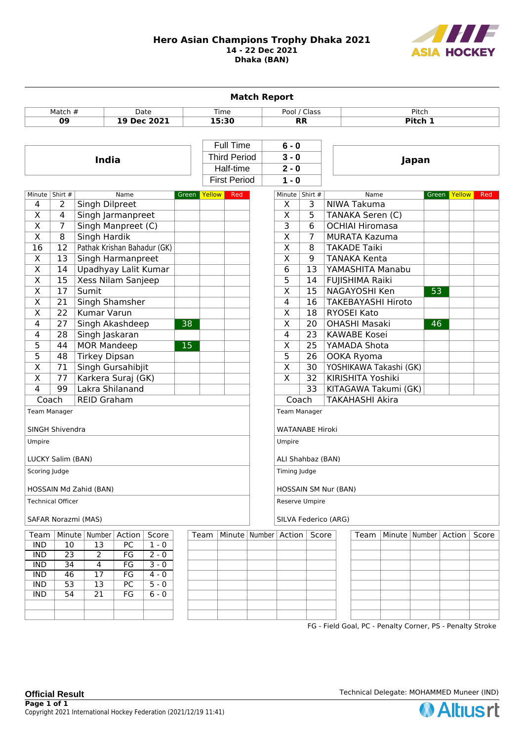# Hero Asian Champions Trophy Dhaka 2021

**14 - 22 Dec 2021**
**Dhaka (BAN)**

ASIA HOCKEY

## Match Report

| Match # | Date | Time | Pool / Class | Pitch |
|---|---|---|---|---|
| **09** | **19 Dec 2021** | **15:30** | **RR** | **Pitch 1** |

| India | | | Japan |
|---|---|---|---|
| | Full Time | **6 - 0** | |
| | Third Period | **3 - 0** | |
| | Half-time | **2 - 0** | |
| | First Period | **1 - 0** | |

### India

| Minute | Shirt # | Name | Green | Yellow | Red |
|---|---|---|---|---|---|
| 4 | 2 | Singh Dilpreet | | | |
| X | 4 | Singh Jarmanpreet | | | |
| X | 7 | Singh Manpreet (C) | | | |
| X | 8 | Singh Hardik | | | |
| 16 | 12 | Pathak Krishan Bahadur (GK) | | | |
| X | 13 | Singh Harmanpreet | | | |
| X | 14 | Upadhyay Lalit Kumar | | | |
| X | 15 | Xess Nilam Sanjeep | | | |
| X | 17 | Sumit | | | |
| X | 21 | Singh Shamsher | | | |
| X | 22 | Kumar Varun | | | |
| 4 | 27 | Singh Akashdeep | 38 | | |
| 4 | 28 | Singh Jaskaran | | | |
| 5 | 44 | MOR Mandeep | 15 | | |
| 5 | 48 | Tirkey Dipsan | | | |
| X | 71 | Singh Gursahibjit | | | |
| X | 77 | Karkera Suraj (GK) | | | |
| 4 | 99 | Lakra Shilanand | | | |
| Coach | | REID Graham | | | |

Team Manager

SINGH Shivendra

Umpire

LUCKY Salim (BAN)

Scoring Judge

HOSSAIN Md Zahid (BAN)

Technical Officer

SAFAR Norazmi (MAS)

### Japan

| Minute | Shirt # | Name | Green | Yellow | Red |
|---|---|---|---|---|---|
| X | 3 | NIWA Takuma | | | |
| X | 5 | TANAKA Seren (C) | | | |
| 3 | 6 | OCHIAI Hiromasa | | | |
| X | 7 | MURATA Kazuma | | | |
| X | 8 | TAKADE Taiki | | | |
| X | 9 | TANAKA Kenta | | | |
| 6 | 13 | YAMASHITA Manabu | | | |
| 5 | 14 | FUJISHIMA Raiki | | | |
| X | 15 | NAGAYOSHI Ken | 53 | | |
| 4 | 16 | TAKEBAYASHI Hiroto | | | |
| X | 18 | RYOSEI Kato | | | |
| X | 20 | OHASHI Masaki | 46 | | |
| 4 | 23 | KAWABE Kosei | | | |
| X | 25 | YAMADA Shota | | | |
| 5 | 26 | OOKA Ryoma | | | |
| X | 30 | YOSHIKAWA Takashi (GK) | | | |
| X | 32 | KIRISHITA Yoshiki | | | |
| | 33 | KITAGAWA Takumi (GK) | | | |
| Coach | | TAKAHASHI Akira | | | |

Team Manager

WATANABE Hiroki

Umpire

ALI Shahbaz (BAN)

Timing Judge

HOSSAIN SM Nur (BAN)

Reserve Umpire

SILVA Federico (ARG)

### Goals

| Team | Minute | Number | Action | Score |
|---|---|---|---|---|
| IND | 10 | 13 | PC | 1 - 0 |
| IND | 23 | 2 | FG | 2 - 0 |
| IND | 34 | 4 | FG | 3 - 0 |
| IND | 46 | 17 | FG | 4 - 0 |
| IND | 53 | 13 | PC | 5 - 0 |
| IND | 54 | 21 | FG | 6 - 0 |

FG - Field Goal, PC - Penalty Corner, PS - Penalty Stroke

**Official Result**

Technical Delegate: MOHAMMED Muneer (IND)

Copyright 2021 International Hockey Federation (2021/12/19 11:41)